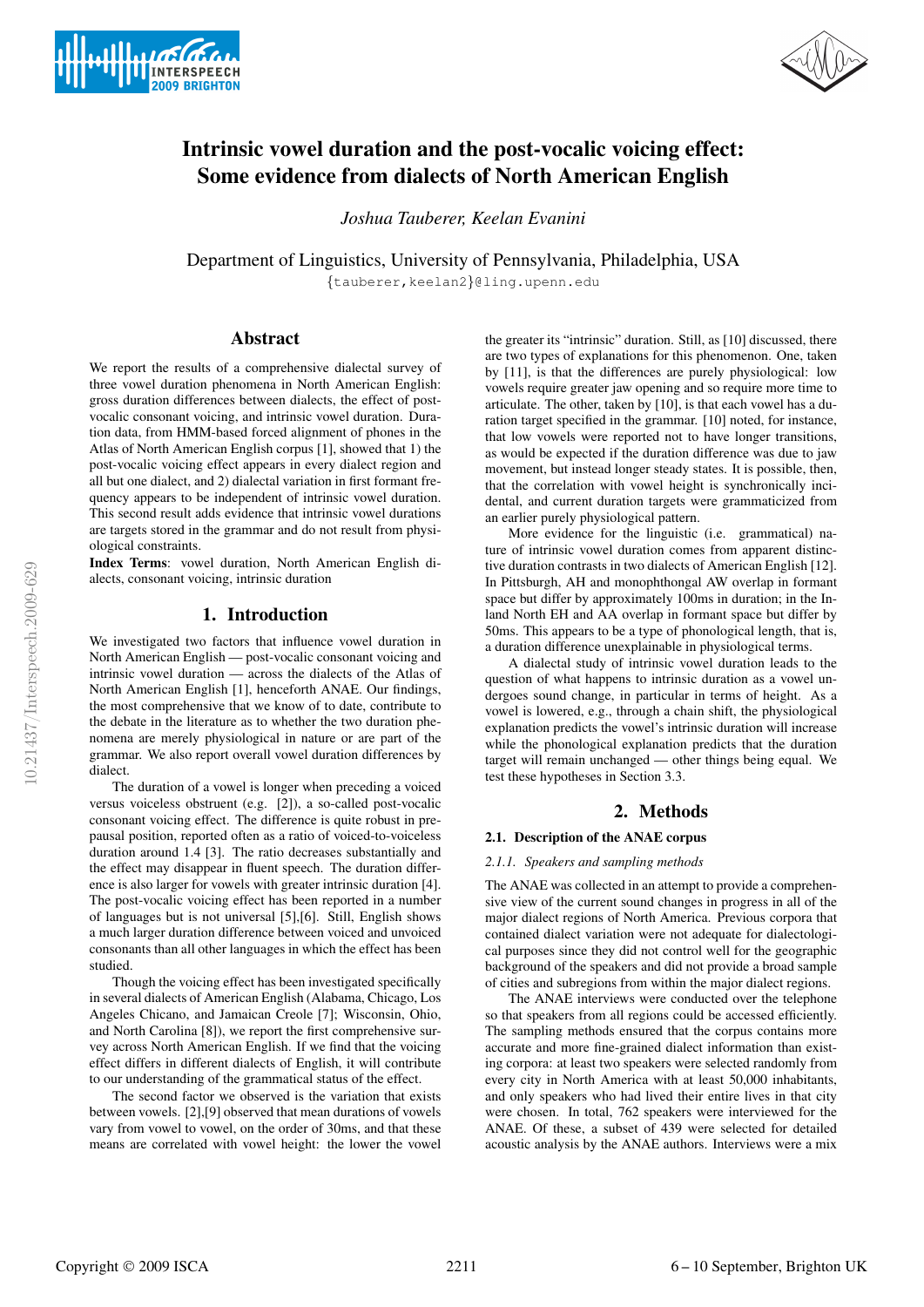# Intrinsic vowel duration and the post-vocalic voicing effect: Some evidence from dialects of North American English

*Joshua Tauberer, Keelan Evanini*

Department of Linguistics, University of Pennsylvania, Philadelphia, USA

{tauberer,keelan2}@ling.upenn.edu

## Abstract

We report the results of a comprehensive dialectal survey of three vowel duration phenomena in North American English: gross duration differences between dialects, the effect of post-vocalic consonant voicing, and intrinsic vowel duration. Duration data, from HMM-based forced alignment of phones in the Atlas of North American English corpus [1], showed that 1) the post-vocalic voicing effect appears in every dialect region and all but one dialect, and 2) dialectal variation in first formant frequency appears to be independent of intrinsic vowel duration. This second result adds evidence that intrinsic vowel durations are targets stored in the grammar and do not result from physiological constraints.

**Index Terms**: vowel duration, North American English dialects, consonant voicing, intrinsic duration

## 1. Introduction

We investigated two factors that influence vowel duration in North American English — post-vocalic consonant voicing and intrinsic vowel duration — across the dialects of the Atlas of North American English [1], henceforth ANAE. Our findings, the most comprehensive that we know of to date, contribute to the debate in the literature as to whether the two duration phenomena are merely physiological in nature or are part of the grammar. We also report overall vowel duration differences by dialect.

The duration of a vowel is longer when preceding a voiced versus voiceless obstruent (e.g. [2]), a so-called post-vocalic consonant voicing effect. The difference is quite robust in prepausal position, reported often as a ratio of voiced-to-voiceless duration around 1.4 [3]. The ratio decreases substantially and the effect may disappear in fluent speech. The duration difference is also larger for vowels with greater intrinsic duration [4]. The post-vocalic voicing effect has been reported in a number of languages but is not universal [5],[6]. Still, English shows a much larger duration difference between voiced and unvoiced consonants than all other languages in which the effect has been studied.

Though the voicing effect has been investigated specifically in several dialects of American English (Alabama, Chicago, Los Angeles Chicano, and Jamaican Creole [7]; Wisconsin, Ohio, and North Carolina [8]), we report the first comprehensive survey across North American English. If we find that the voicing effect differs in different dialects of English, it will contribute to our understanding of the grammatical status of the effect.

The second factor we observed is the variation that exists between vowels. [2],[9] observed that mean durations of vowels vary from vowel to vowel, on the order of 30ms, and that these means are correlated with vowel height: the lower the vowel the greater its "intrinsic" duration. Still, as [10] discussed, there are two types of explanations for this phenomenon. One, taken by [11], is that the differences are purely physiological: low vowels require greater jaw opening and so require more time to articulate. The other, taken by [10], is that each vowel has a duration target specified in the grammar. [10] noted, for instance, that low vowels were reported not to have longer transitions, as would be expected if the duration difference was due to jaw movement, but instead longer steady states. It is possible, then, that the correlation with vowel height is synchronically incidental, and current duration targets were grammaticized from an earlier purely physiological pattern.

More evidence for the linguistic (i.e. grammatical) nature of intrinsic vowel duration comes from apparent distinctive duration contrasts in two dialects of American English [12]. In Pittsburgh, AH and monophthongal AW overlap in formant space but differ by approximately 100ms in duration; in the Inland North EH and AA overlap in formant space but differ by 50ms. This appears to be a type of phonological length, that is, a duration difference unexplainable in physiological terms.

A dialectal study of intrinsic vowel duration leads to the question of what happens to intrinsic duration as a vowel undergoes sound change, in particular in terms of height. As a vowel is lowered, e.g., through a chain shift, the physiological explanation predicts the vowel's intrinsic duration will increase while the phonological explanation predicts that the duration target will remain unchanged — other things being equal. We test these hypotheses in Section 3.3.

## 2. Methods

### 2.1. Description of the ANAE corpus

#### 2.1.1. Speakers and sampling methods

The ANAE was collected in an attempt to provide a comprehensive view of the current sound changes in progress in all of the major dialect regions of North America. Previous corpora that contained dialect variation were not adequate for dialectological purposes since they did not control well for the geographic background of the speakers and did not provide a broad sample of cities and subregions from within the major dialect regions.

The ANAE interviews were conducted over the telephone so that speakers from all regions could be accessed efficiently. The sampling methods ensured that the corpus contains more accurate and more fine-grained dialect information than existing corpora: at least two speakers were selected randomly from every city in North America with at least 50,000 inhabitants, and only speakers who had lived their entire lives in that city were chosen. In total, 762 speakers were interviewed for the ANAE. Of these, a subset of 439 were selected for detailed acoustic analysis by the ANAE authors. Interviews were a mix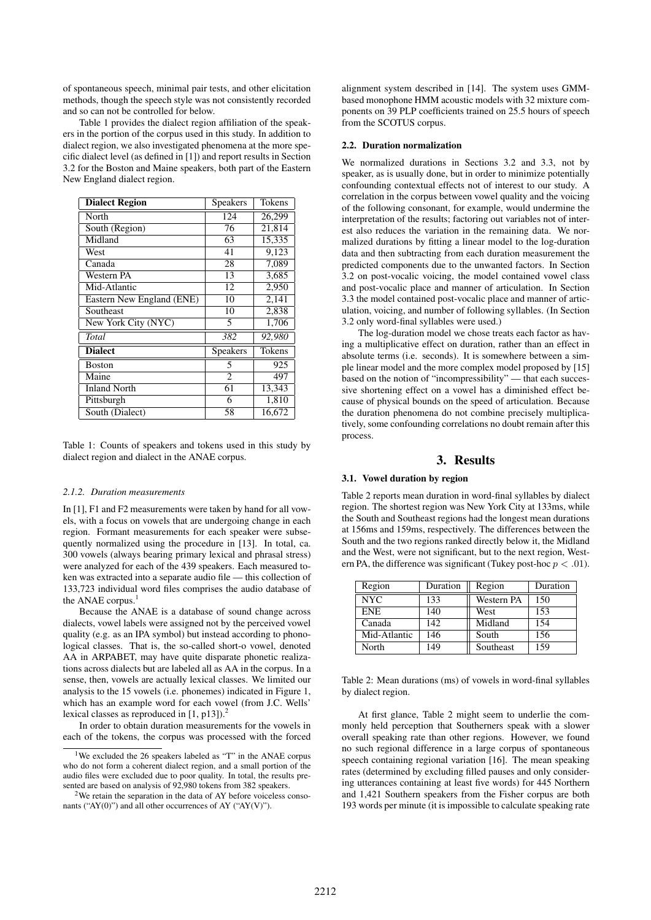of spontaneous speech, minimal pair tests, and other elicitation methods, though the speech style was not consistently recorded and so can not be controlled for below.

Table 1 provides the dialect region affiliation of the speakers in the portion of the corpus used in this study. In addition to dialect region, we also investigated phenomena at the more specific dialect level (as defined in [1]) and report results in Section 3.2 for the Boston and Maine speakers, both part of the Eastern New England dialect region.

| **Dialect Region** | Speakers | Tokens |
|---|---|---|
| North | 124 | 26,299 |
| South (Region) | 76 | 21,814 |
| Midland | 63 | 15,335 |
| West | 41 | 9,123 |
| Canada | 28 | 7,089 |
| Western PA | 13 | 3,685 |
| Mid-Atlantic | 12 | 2,950 |
| Eastern New England (ENE) | 10 | 2,141 |
| Southeast | 10 | 2,838 |
| New York City (NYC) | 5 | 1,706 |
| *Total* | *382* | *92,980* |
| **Dialect** | Speakers | Tokens |
| Boston | 5 | 925 |
| Maine | 2 | 497 |
| Inland North | 61 | 13,343 |
| Pittsburgh | 6 | 1,810 |
| South (Dialect) | 58 | 16,672 |

Table 1: Counts of speakers and tokens used in this study by dialect region and dialect in the ANAE corpus.

#### *2.1.2. Duration measurements*

In [1], F1 and F2 measurements were taken by hand for all vowels, with a focus on vowels that are undergoing change in each region. Formant measurements for each speaker were subsequently normalized using the procedure in [13]. In total, ca. 300 vowels (always bearing primary lexical and phrasal stress) were analyzed for each of the 439 speakers. Each measured token was extracted into a separate audio file — this collection of 133,723 individual word files comprises the audio database of the ANAE corpus.[1]

Because the ANAE is a database of sound change across dialects, vowel labels were assigned not by the perceived vowel quality (e.g. as an IPA symbol) but instead according to phonological classes. That is, the so-called short-o vowel, denoted AA in ARPABET, may have quite disparate phonetic realizations across dialects but are labeled all as AA in the corpus. In a sense, then, vowels are actually lexical classes. We limited our analysis to the 15 vowels (i.e. phonemes) indicated in Figure 1, which has an example word for each vowel (from J.C. Wells' lexical classes as reproduced in [1, p13]).[2]

In order to obtain duration measurements for the vowels in each of the tokens, the corpus was processed with the forced alignment system described in [14]. The system uses GMM-based monophone HMM acoustic models with 32 mixture components on 39 PLP coefficients trained on 25.5 hours of speech from the SCOTUS corpus.

[1] We excluded the 26 speakers labeled as "T" in the ANAE corpus who do not form a coherent dialect region, and a small portion of the audio files were excluded due to poor quality. In total, the results presented are based on analysis of 92,980 tokens from 382 speakers.

[2] We retain the separation in the data of AY before voiceless consonants ("AY(0)") and all other occurrences of AY ("AY(V)").

### 2.2. Duration normalization

We normalized durations in Sections 3.2 and 3.3, not by speaker, as is usually done, but in order to minimize potentially confounding contextual effects not of interest to our study. A correlation in the corpus between vowel quality and the voicing of the following consonant, for example, would undermine the interpretation of the results; factoring out variables not of interest also reduces the variation in the remaining data. We normalized durations by fitting a linear model to the log-duration data and then subtracting from each duration measurement the predicted components due to the unwanted factors. In Section 3.2 on post-vocalic voicing, the model contained vowel class and post-vocalic place and manner of articulation. In Section 3.3 the model contained post-vocalic place and manner of articulation, voicing, and number of following syllables. (In Section 3.2 only word-final syllables were used.)

The log-duration model we chose treats each factor as having a multiplicative effect on duration, rather than an effect in absolute terms (i.e. seconds). It is somewhere between a simple linear model and the more complex model proposed by [15] based on the notion of "incompressibility" — that each successive shortening effect on a vowel has a diminished effect because of physical bounds on the speed of articulation. Because the duration phenomena do not combine precisely multiplicatively, some confounding correlations no doubt remain after this process.

## 3. Results

### 3.1. Vowel duration by region

Table 2 reports mean duration in word-final syllables by dialect region. The shortest region was New York City at 133ms, while the South and Southeast regions had the longest mean durations at 156ms and 159ms, respectively. The differences between the South and the two regions ranked directly below it, the Midland and the West, were not significant, but to the next region, Western PA, the difference was significant (Tukey post-hoc $p < .01$).

| Region | Duration | Region | Duration |
|---|---|---|---|
| NYC | 133 | Western PA | 150 |
| ENE | 140 | West | 153 |
| Canada | 142 | Midland | 154 |
| Mid-Atlantic | 146 | South | 156 |
| North | 149 | Southeast | 159 |

Table 2: Mean durations (ms) of vowels in word-final syllables by dialect region.

At first glance, Table 2 might seem to underlie the commonly held perception that Southerners speak with a slower overall speaking rate than other regions. However, we found no such regional difference in a large corpus of spontaneous speech containing regional variation [16]. The mean speaking rates (determined by excluding filled pauses and only considering utterances containing at least five words) for 445 Northern and 1,421 Southern speakers from the Fisher corpus are both 193 words per minute (it is impossible to calculate speaking rate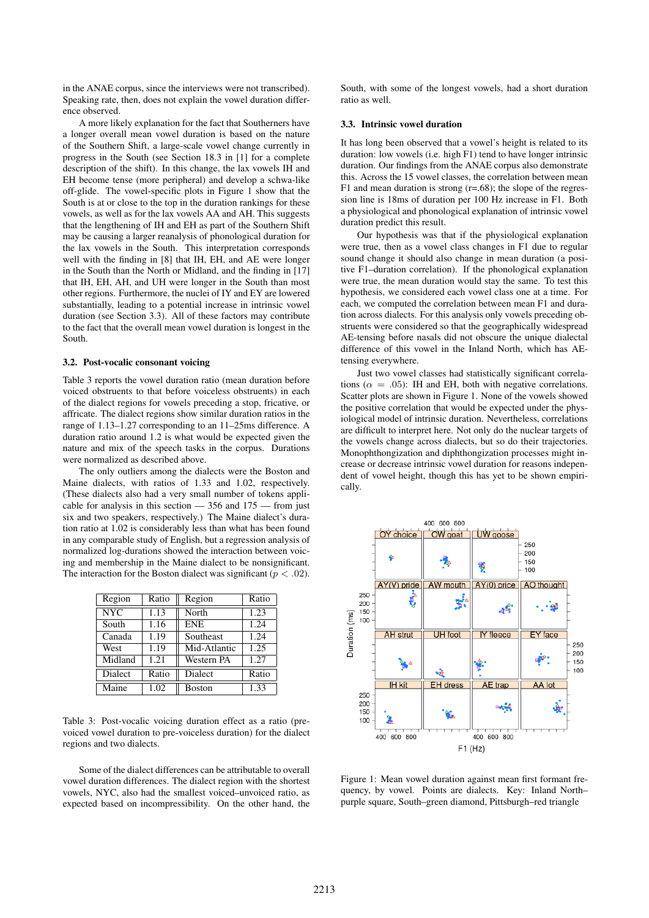in the ANAE corpus, since the interviews were not transcribed). Speaking rate, then, does not explain the vowel duration difference observed.

A more likely explanation for the fact that Southerners have a longer overall mean vowel duration is based on the nature of the Southern Shift, a large-scale vowel change currently in progress in the South (see Section 18.3 in [1] for a complete description of the shift). In this change, the lax vowels IH and EH become tense (more peripheral) and develop a schwa-like off-glide. The vowel-specific plots in Figure 1 show that the South is at or close to the top in the duration rankings for these vowels, as well as for the lax vowels AA and AH. This suggests that the lengthening of IH and EH as part of the Southern Shift may be causing a larger reanalysis of phonological duration for the lax vowels in the South. This interpretation corresponds well with the finding in [8] that IH, EH, and AE were longer in the South than the North or Midland, and the finding in [17] that IH, EH, AH, and UH were longer in the South than most other regions. Furthermore, the nuclei of IY and EY are lowered substantially, leading to a potential increase in intrinsic vowel duration (see Section 3.3). All of these factors may contribute to the fact that the overall mean vowel duration is longest in the South.

### 3.2. Post-vocalic consonant voicing

Table 3 reports the vowel duration ratio (mean duration before voiced obstruents to that before voiceless obstruents) in each of the dialect regions for vowels preceding a stop, fricative, or affricate. The dialect regions show similar duration ratios in the range of 1.13–1.27 corresponding to an 11–25ms difference. A duration ratio around 1.2 is what would be expected given the nature and mix of the speech tasks in the corpus. Durations were normalized as described above.

The only outliers among the dialects were the Boston and Maine dialects, with ratios of 1.33 and 1.02, respectively. (These dialects also had a very small number of tokens applicable for analysis in this section — 356 and 175 — from just six and two speakers, respectively.) The Maine dialect's duration ratio at 1.02 is considerably less than what has been found in any comparable study of English, but a regression analysis of normalized log-durations showed the interaction between voicing and membership in the Maine dialect to be nonsignificant. The interaction for the Boston dialect was significant ($p < .02$).

| Region | Ratio | Region | Ratio |
|---|---|---|---|
| NYC | 1.13 | North | 1.23 |
| South | 1.16 | ENE | 1.24 |
| Canada | 1.19 | Southeast | 1.24 |
| West | 1.19 | Mid-Atlantic | 1.25 |
| Midland | 1.21 | Western PA | 1.27 |
| **Dialect** | **Ratio** | **Dialect** | **Ratio** |
| Maine | 1.02 | Boston | 1.33 |

Table 3: Post-vocalic voicing duration effect as a ratio (pre-voiced vowel duration to pre-voiceless duration) for the dialect regions and two dialects.

Some of the dialect differences can be attributable to overall vowel duration differences. The dialect region with the shortest vowels, NYC, also had the smallest voiced–unvoiced ratio, as expected based on incompressibility. On the other hand, the South, with some of the longest vowels, had a short duration ratio as well.

### 3.3. Intrinsic vowel duration

It has long been observed that a vowel's height is related to its duration: low vowels (i.e. high F1) tend to have longer intrinsic duration. Our findings from the ANAE corpus also demonstrate this. Across the 15 vowel classes, the correlation between mean F1 and mean duration is strong (r=.68); the slope of the regression line is 18ms of duration per 100 Hz increase in F1. Both a physiological and phonological explanation of intrinsic vowel duration predict this result.

Our hypothesis was that if the physiological explanation were true, then as a vowel class changes in F1 due to regular sound change it should also change in mean duration (a positive F1–duration correlation). If the phonological explanation were true, the mean duration would stay the same. To test this hypothesis, we considered each vowel class one at a time. For each, we computed the correlation between mean F1 and duration across dialects. For this analysis only vowels preceding obstruents were considered so that the geographically widespread AE-tensing before nasals did not obscure the unique dialectal difference of this vowel in the Inland North, which has AE-tensing everywhere.

Just two vowel classes had statistically significant correlations ($\alpha = .05$): IH and EH, both with negative correlations. Scatter plots are shown in Figure 1. None of the vowels showed the positive correlation that would be expected under the physiological model of intrinsic duration. Nevertheless, correlations are difficult to interpret here. Not only do the nuclear targets of the vowels change across dialects, but so do their trajectories. Monophthongization and diphthongization processes might increase or decrease intrinsic vowel duration for reasons independent of vowel height, though this has yet to be shown empirically.

Figure 1: Mean vowel duration against mean first formant frequency, by vowel. Points are dialects. Key: Inland North–purple square, South–green diamond, Pittsburgh–red triangle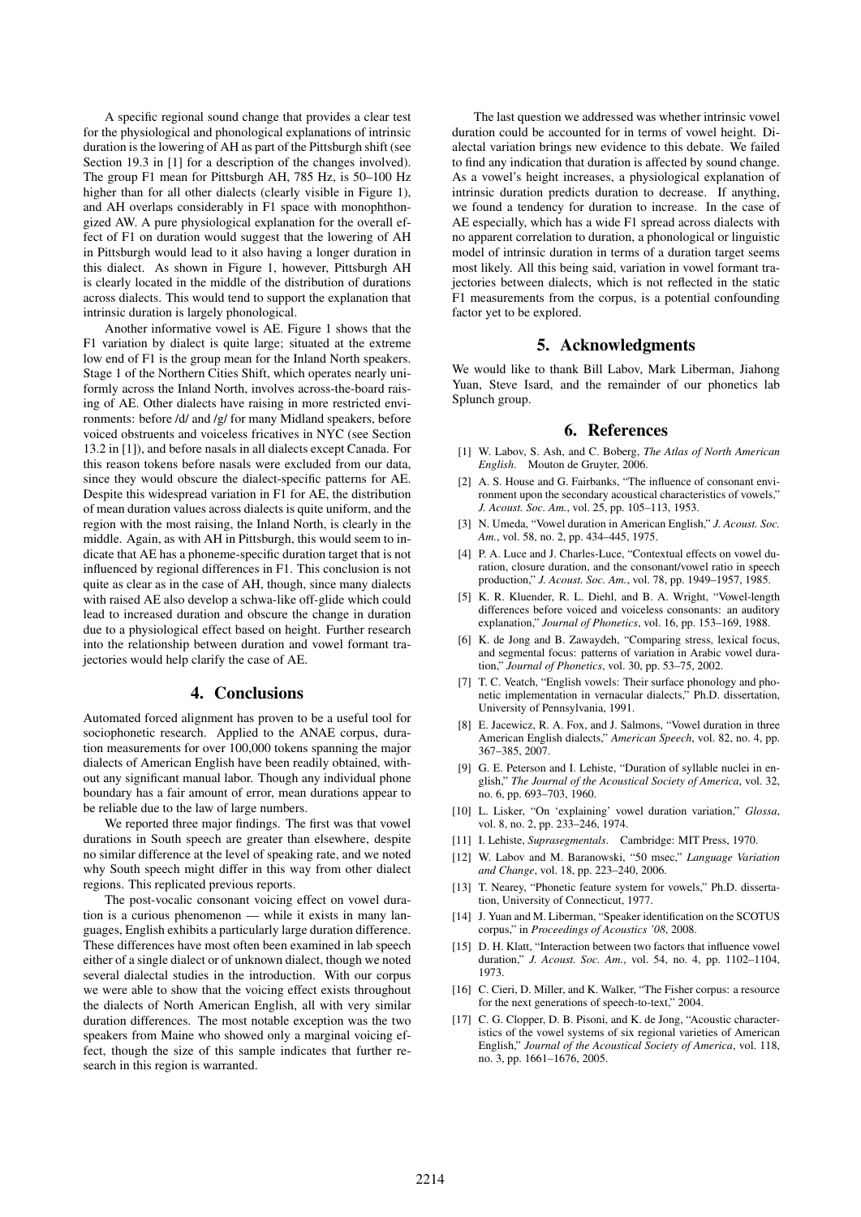A specific regional sound change that provides a clear test for the physiological and phonological explanations of intrinsic duration is the lowering of AH as part of the Pittsburgh shift (see Section 19.3 in [1] for a description of the changes involved). The group F1 mean for Pittsburgh AH, 785 Hz, is 50–100 Hz higher than for all other dialects (clearly visible in Figure 1), and AH overlaps considerably in F1 space with monophthongized AW. A pure physiological explanation for the overall effect of F1 on duration would suggest that the lowering of AH in Pittsburgh would lead to it also having a longer duration in this dialect. As shown in Figure 1, however, Pittsburgh AH is clearly located in the middle of the distribution of durations across dialects. This would tend to support the explanation that intrinsic duration is largely phonological.

Another informative vowel is AE. Figure 1 shows that the F1 variation by dialect is quite large; situated at the extreme low end of F1 is the group mean for the Inland North speakers. Stage 1 of the Northern Cities Shift, which operates nearly uniformly across the Inland North, involves across-the-board raising of AE. Other dialects have raising in more restricted environments: before /d/ and /g/ for many Midland speakers, before voiced obstruents and voiceless fricatives in NYC (see Section 13.2 in [1]), and before nasals in all dialects except Canada. For this reason tokens before nasals were excluded from our data, since they would obscure the dialect-specific patterns for AE. Despite this widespread variation in F1 for AE, the distribution of mean duration values across dialects is quite uniform, and the region with the most raising, the Inland North, is clearly in the middle. Again, as with AH in Pittsburgh, this would seem to indicate that AE has a phoneme-specific duration target that is not influenced by regional differences in F1. This conclusion is not quite as clear as in the case of AH, though, since many dialects with raised AE also develop a schwa-like off-glide which could lead to increased duration and obscure the change in duration due to a physiological effect based on height. Further research into the relationship between duration and vowel formant trajectories would help clarify the case of AE.

## 4. Conclusions

Automated forced alignment has proven to be a useful tool for sociophonetic research. Applied to the ANAE corpus, duration measurements for over 100,000 tokens spanning the major dialects of American English have been readily obtained, without any significant manual labor. Though any individual phone boundary has a fair amount of error, mean durations appear to be reliable due to the law of large numbers.

We reported three major findings. The first was that vowel durations in South speech are greater than elsewhere, despite no similar difference at the level of speaking rate, and we noted why South speech might differ in this way from other dialect regions. This replicated previous reports.

The post-vocalic consonant voicing effect on vowel duration is a curious phenomenon — while it exists in many languages, English exhibits a particularly large duration difference. These differences have most often been examined in lab speech either of a single dialect or of unknown dialect, though we noted several dialectal studies in the introduction. With our corpus we were able to show that the voicing effect exists throughout the dialects of North American English, all with very similar duration differences. The most notable exception was the two speakers from Maine who showed only a marginal voicing effect, though the size of this sample indicates that further research in this region is warranted.

The last question we addressed was whether intrinsic vowel duration could be accounted for in terms of vowel height. Dialectal variation brings new evidence to this debate. We failed to find any indication that duration is affected by sound change. As a vowel's height increases, a physiological explanation of intrinsic duration predicts duration to decrease. If anything, we found a tendency for duration to increase. In the case of AE especially, which has a wide F1 spread across dialects with no apparent correlation to duration, a phonological or linguistic model of intrinsic duration in terms of a duration target seems most likely. All this being said, variation in vowel formant trajectories between dialects, which is not reflected in the static F1 measurements from the corpus, is a potential confounding factor yet to be explored.

## 5. Acknowledgments

We would like to thank Bill Labov, Mark Liberman, Jiahong Yuan, Steve Isard, and the remainder of our phonetics lab Splunch group.

## 6. References

[1] W. Labov, S. Ash, and C. Boberg, *The Atlas of North American English*. Mouton de Gruyter, 2006.

[2] A. S. House and G. Fairbanks, "The influence of consonant environment upon the secondary acoustical characteristics of vowels," *J. Acoust. Soc. Am.*, vol. 25, pp. 105–113, 1953.

[3] N. Umeda, "Vowel duration in American English," *J. Acoust. Soc. Am.*, vol. 58, no. 2, pp. 434–445, 1975.

[4] P. A. Luce and J. Charles-Luce, "Contextual effects on vowel duration, closure duration, and the consonant/vowel ratio in speech production," *J. Acoust. Soc. Am.*, vol. 78, pp. 1949–1957, 1985.

[5] K. R. Kluender, R. L. Diehl, and B. A. Wright, "Vowel-length differences before voiced and voiceless consonants: an auditory explanation," *Journal of Phonetics*, vol. 16, pp. 153–169, 1988.

[6] K. de Jong and B. Zawaydeh, "Comparing stress, lexical focus, and segmental focus: patterns of variation in Arabic vowel duration," *Journal of Phonetics*, vol. 30, pp. 53–75, 2002.

[7] T. C. Veatch, "English vowels: Their surface phonology and phonetic implementation in vernacular dialects," Ph.D. dissertation, University of Pennsylvania, 1991.

[8] E. Jacewicz, R. A. Fox, and J. Salmons, "Vowel duration in three American English dialects," *American Speech*, vol. 82, no. 4, pp. 367–385, 2007.

[9] G. E. Peterson and I. Lehiste, "Duration of syllable nuclei in english," *The Journal of the Acoustical Society of America*, vol. 32, no. 6, pp. 693–703, 1960.

[10] L. Lisker, "On 'explaining' vowel duration variation," *Glossa*, vol. 8, no. 2, pp. 233–246, 1974.

[11] I. Lehiste, *Suprasegmentals*. Cambridge: MIT Press, 1970.

[12] W. Labov and M. Baranowski, "50 msec," *Language Variation and Change*, vol. 18, pp. 223–240, 2006.

[13] T. Nearey, "Phonetic feature system for vowels," Ph.D. dissertation, University of Connecticut, 1977.

[14] J. Yuan and M. Liberman, "Speaker identification on the SCOTUS corpus," in *Proceedings of Acoustics '08*, 2008.

[15] D. H. Klatt, "Interaction between two factors that influence vowel duration," *J. Acoust. Soc. Am.*, vol. 54, no. 4, pp. 1102–1104, 1973.

[16] C. Cieri, D. Miller, and K. Walker, "The Fisher corpus: a resource for the next generations of speech-to-text," 2004.

[17] C. G. Clopper, D. B. Pisoni, and K. de Jong, "Acoustic characteristics of the vowel systems of six regional varieties of American English," *Journal of the Acoustical Society of America*, vol. 118, no. 3, pp. 1661–1676, 2005.